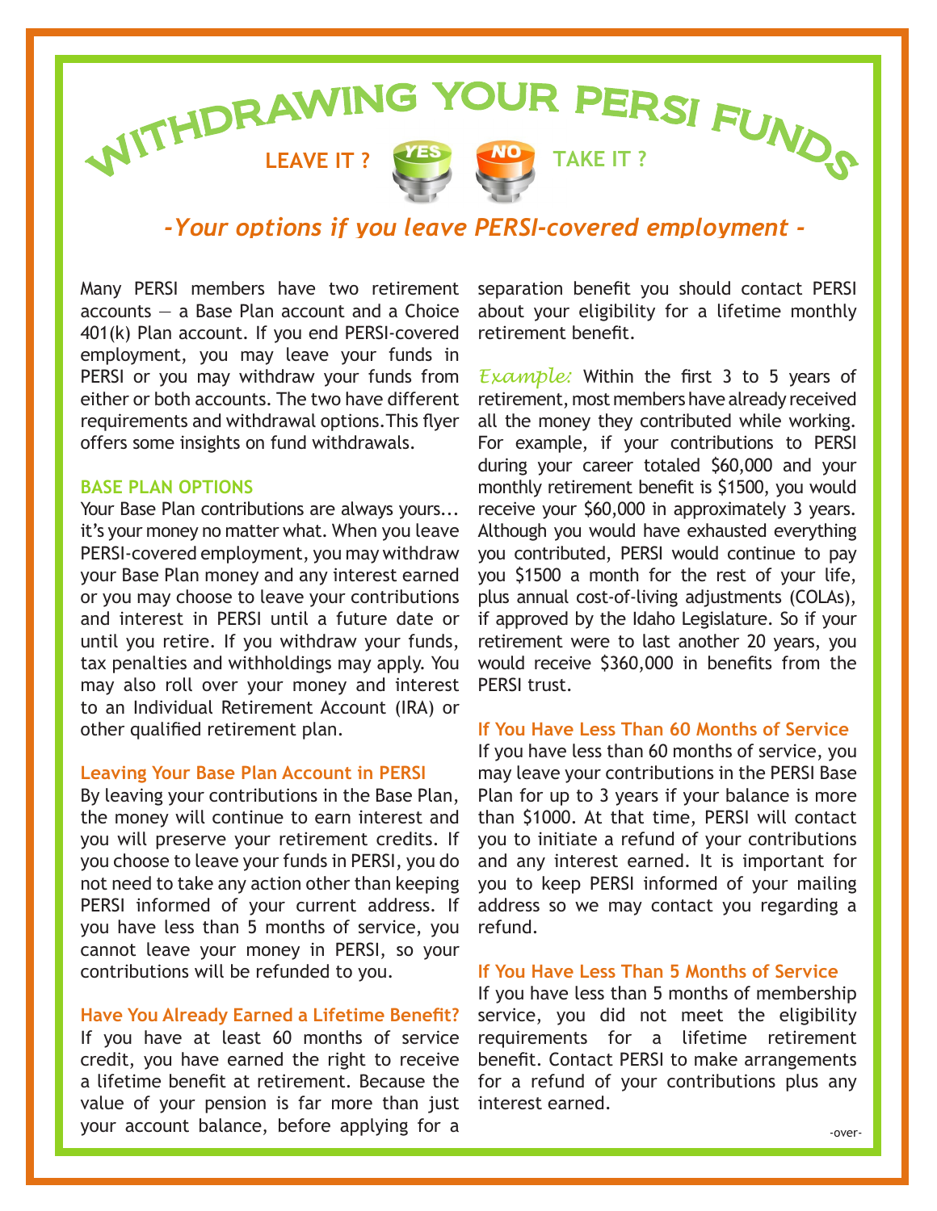# WITHDRAWING YOUR PERSI FUNDS

**LEAVE IT ?** YES NO **TAKE IT ?**

## *-Your options if you leave PERSI-covered employment -*

Many PERSI members have two retirement accounts — a Base Plan account and a Choice 401(k) Plan account. If you end PERSI-covered employment, you may leave your funds in PERSI or you may withdraw your funds from either or both accounts. The two have different requirements and withdrawal options. This flyer offers some insights on fund withdrawals.

### BASE PLAN OPTIONS

Your Base Plan contributions are always yours... it's your money no matter what. When you leave PERSI-covered employment, you may withdraw your Base Plan money and any interest earned or you may choose to leave your contributions and interest in PERSI until a future date or until you retire. If you withdraw your funds, tax penalties and withholdings may apply. You may also roll over your money and interest to an Individual Retirement Account (IRA) or other qualified retirement plan.

### Leaving Your Base Plan Account in PERSI

By leaving your contributions in the Base Plan, the money will continue to earn interest and you will preserve your retirement credits. If you choose to leave your funds in PERSI, you do not need to take any action other than keeping PERSI informed of your current address. If you have less than 5 months of service, you cannot leave your money in PERSI, so your contributions will be refunded to you.

### Have You Already Earned a Lifetime Benefit?

If you have at least 60 months of service credit, you have earned the right to receive a lifetime benefit at retirement. Because the value of your pension is far more than just your account balance, before applying for a separation benefit you should contact PERSI about your eligibility for a lifetime monthly retirement benefit.

*Example:* Within the first 3 to 5 years of retirement, most members have already received all the money they contributed while working. For example, if your contributions to PERSI during your career totaled $60,000 and your monthly retirement benefit is $1500, you would receive your $60,000 in approximately 3 years. Although you would have exhausted everything you contributed, PERSI would continue to pay you $1500 a month for the rest of your life, plus annual cost-of-living adjustments (COLAs), if approved by the Idaho Legislature. So if your retirement were to last another 20 years, you would receive $360,000 in benefits from the PERSI trust.

### If You Have Less Than 60 Months of Service

If you have less than 60 months of service, you may leave your contributions in the PERSI Base Plan for up to 3 years if your balance is more than $1000. At that time, PERSI will contact you to initiate a refund of your contributions and any interest earned. It is important for you to keep PERSI informed of your mailing address so we may contact you regarding a refund.

### If You Have Less Than 5 Months of Service

If you have less than 5 months of membership service, you did not meet the eligibility requirements for a lifetime retirement benefit. Contact PERSI to make arrangements for a refund of your contributions plus any interest earned.

-over-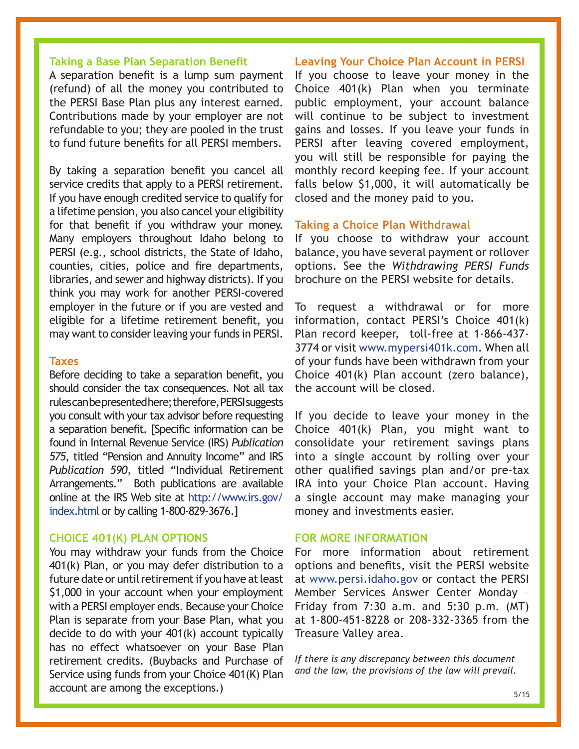### Taking a Base Plan Separation Benefit

A separation benefit is a lump sum payment (refund) of all the money you contributed to the PERSI Base Plan plus any interest earned. Contributions made by your employer are not refundable to you; they are pooled in the trust to fund future benefits for all PERSI members.

By taking a separation benefit you cancel all service credits that apply to a PERSI retirement. If you have enough credited service to qualify for a lifetime pension, you also cancel your eligibility for that benefit if you withdraw your money. Many employers throughout Idaho belong to PERSI (e.g., school districts, the State of Idaho, counties, cities, police and fire departments, libraries, and sewer and highway districts). If you think you may work for another PERSI-covered employer in the future or if you are vested and eligible for a lifetime retirement benefit, you may want to consider leaving your funds in PERSI.

### Taxes

Before deciding to take a separation benefit, you should consider the tax consequences. Not all tax rules can be presented here; therefore, PERSI suggests you consult with your tax advisor before requesting a separation benefit. [Specific information can be found in Internal Revenue Service (IRS) *Publication 575*, titled "Pension and Annuity Income" and IRS *Publication 590*, titled "Individual Retirement Arrangements." Both publications are available online at the IRS Web site at http://www.irs.gov/index.html or by calling 1-800-829-3676.]

### CHOICE 401(K) PLAN OPTIONS

You may withdraw your funds from the Choice 401(k) Plan, or you may defer distribution to a future date or until retirement if you have at least $1,000 in your account when your employment with a PERSI employer ends. Because your Choice Plan is separate from your Base Plan, what you decide to do with your 401(k) account typically has no effect whatsoever on your Base Plan retirement credits. (Buybacks and Purchase of Service using funds from your Choice 401(K) Plan account are among the exceptions.)

### Leaving Your Choice Plan Account in PERSI

If you choose to leave your money in the Choice 401(k) Plan when you terminate public employment, your account balance will continue to be subject to investment gains and losses. If you leave your funds in PERSI after leaving covered employment, you will still be responsible for paying the monthly record keeping fee. If your account falls below $1,000, it will automatically be closed and the money paid to you.

### Taking a Choice Plan Withdrawal

If you choose to withdraw your account balance, you have several payment or rollover options. See the *Withdrawing PERSI Funds* brochure on the PERSI website for details.

To request a withdrawal or for more information, contact PERSI's Choice 401(k) Plan record keeper, toll-free at 1-866-437-3774 or visit www.mypersi401k.com. When all of your funds have been withdrawn from your Choice 401(k) Plan account (zero balance), the account will be closed.

If you decide to leave your money in the Choice 401(k) Plan, you might want to consolidate your retirement savings plans into a single account by rolling over your other qualified savings plan and/or pre-tax IRA into your Choice Plan account. Having a single account may make managing your money and investments easier.

### FOR MORE INFORMATION

For more information about retirement options and benefits, visit the PERSI website at www.persi.idaho.gov or contact the PERSI Member Services Answer Center Monday – Friday from 7:30 a.m. and 5:30 p.m. (MT) at 1-800-451-8228 or 208-332-3365 from the Treasure Valley area.

*If there is any discrepancy between this document and the law, the provisions of the law will prevail.*

5/15